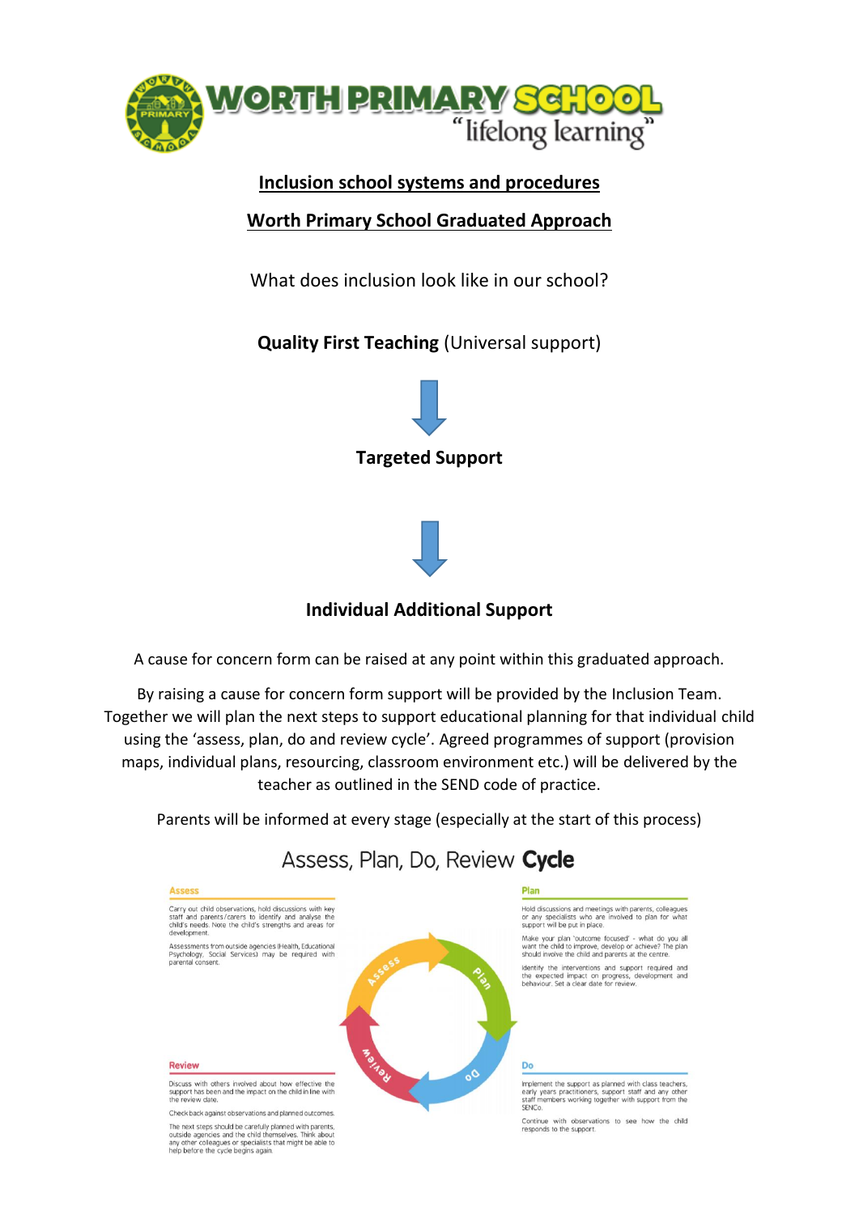WORTH PRIMARY SCHOOL
"lifelong learning"

## Inclusion school systems and procedures

## Worth Primary School Graduated Approach

What does inclusion look like in our school?

**Quality First Teaching** (Universal support)

↓

**Targeted Support**

↓

**Individual Additional Support**

A cause for concern form can be raised at any point within this graduated approach.

By raising a cause for concern form support will be provided by the Inclusion Team. Together we will plan the next steps to support educational planning for that individual child using the 'assess, plan, do and review cycle'. Agreed programmes of support (provision maps, individual plans, resourcing, classroom environment etc.) will be delivered by the teacher as outlined in the SEND code of practice.

Parents will be informed at every stage (especially at the start of this process)

## Assess, Plan, Do, Review **Cycle**

### Assess

Carry out child observations, hold discussions with key staff and parents/carers to identify and analyse the child's needs. Note the child's strengths and areas for development.

Assessments from outside agencies (Health, Educational Psychology, Social Services) may be required with parental consent.

### Plan

Hold discussions and meetings with parents, colleagues or any specialists who are involved to plan for what support will be put in place.

Make your plan 'outcome focused' - what do you all want the child to improve, develop or achieve? The plan should involve the child and parents at the centre.

Identify the interventions and support required and the expected impact on progress, development and behaviour. Set a clear date for review.

### Do

Implement the support as planned with class teachers, early years practitioners, support staff and any other staff members working together with support from the SENCo.

Continue with observations to see how the child responds to the support.

### Review

Discuss with others involved about how effective the support has been and the impact on the child in line with the review date.

Check back against observations and planned outcomes.

The next steps should be carefully planned with parents, outside agencies and the child themselves. Think about any other colleagues or specialists that might be able to help before the cycle begins again.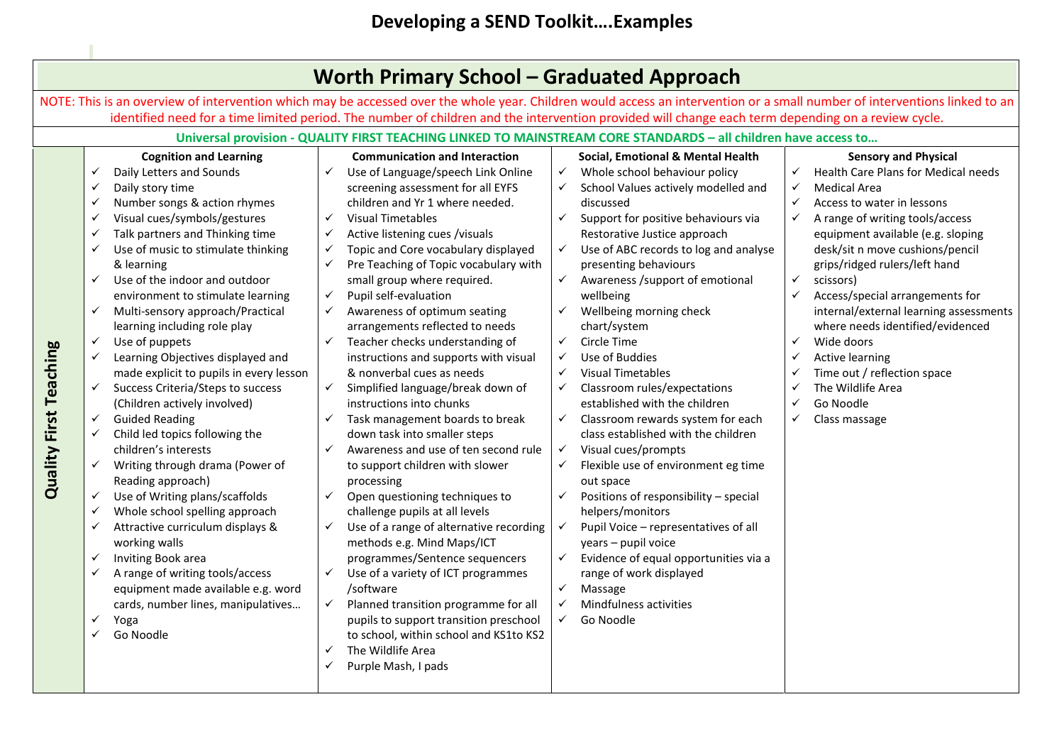# Developing a SEND Toolkit….Examples

## Worth Primary School – Graduated Approach

NOTE: This is an overview of intervention which may be accessed over the whole year. Children would access an intervention or a small number of interventions linked to an identified need for a time limited period. The number of children and the intervention provided will change each term depending on a review cycle.

**Universal provision - QUALITY FIRST TEACHING LINKED TO MAINSTREAM CORE STANDARDS – all children have access to…**

| | Cognition and Learning | Communication and Interaction | Social, Emotional & Mental Health | Sensory and Physical |
|---|---|---|---|---|
| **Quality First Teaching** | ✓ Daily Letters and Sounds<br>✓ Daily story time<br>✓ Number songs & action rhymes<br>✓ Visual cues/symbols/gestures<br>✓ Talk partners and Thinking time<br>✓ Use of music to stimulate thinking & learning<br>✓ Use of the indoor and outdoor environment to stimulate learning<br>✓ Multi-sensory approach/Practical learning including role play<br>✓ Use of puppets<br>✓ Learning Objectives displayed and made explicit to pupils in every lesson<br>✓ Success Criteria/Steps to success (Children actively involved)<br>✓ Guided Reading<br>✓ Child led topics following the children's interests<br>✓ Writing through drama (Power of Reading approach)<br>✓ Use of Writing plans/scaffolds<br>✓ Whole school spelling approach<br>✓ Attractive curriculum displays & working walls<br>✓ Inviting Book area<br>✓ A range of writing tools/access equipment made available e.g. word cards, number lines, manipulatives…<br>✓ Yoga<br>✓ Go Noodle | ✓ Use of Language/speech Link Online screening assessment for all EYFS children and Yr 1 where needed.<br>✓ Visual Timetables<br>✓ Active listening cues /visuals<br>✓ Topic and Core vocabulary displayed<br>✓ Pre Teaching of Topic vocabulary with small group where required.<br>✓ Pupil self-evaluation<br>✓ Awareness of optimum seating arrangements reflected to needs<br>✓ Teacher checks understanding of instructions and supports with visual & nonverbal cues as needs<br>✓ Simplified language/break down of instructions into chunks<br>✓ Task management boards to break down task into smaller steps<br>✓ Awareness and use of ten second rule to support children with slower processing<br>✓ Open questioning techniques to challenge pupils at all levels<br>✓ Use of a range of alternative recording methods e.g. Mind Maps/ICT programmes/Sentence sequencers<br>✓ Use of a variety of ICT programmes /software<br>✓ Planned transition programme for all pupils to support transition preschool to school, within school and KS1to KS2<br>✓ The Wildlife Area<br>✓ Purple Mash, I pads | ✓ Whole school behaviour policy<br>✓ School Values actively modelled and discussed<br>✓ Support for positive behaviours via Restorative Justice approach<br>✓ Use of ABC records to log and analyse presenting behaviours<br>✓ Awareness /support of emotional wellbeing<br>✓ Wellbeing morning check chart/system<br>✓ Circle Time<br>✓ Use of Buddies<br>✓ Visual Timetables<br>✓ Classroom rules/expectations established with the children<br>✓ Classroom rewards system for each class established with the children<br>✓ Visual cues/prompts<br>✓ Flexible use of environment eg time out space<br>✓ Positions of responsibility – special helpers/monitors<br>✓ Pupil Voice – representatives of all years – pupil voice<br>✓ Evidence of equal opportunities via a range of work displayed<br>✓ Massage<br>✓ Mindfulness activities<br>✓ Go Noodle | ✓ Health Care Plans for Medical needs<br>✓ Medical Area<br>✓ Access to water in lessons<br>✓ A range of writing tools/access equipment available (e.g. sloping desk/sit n move cushions/pencil grips/ridged rulers/left hand<br>✓ scissors)<br>✓ Access/special arrangements for internal/external learning assessments where needs identified/evidenced<br>✓ Wide doors<br>✓ Active learning<br>✓ Time out / reflection space<br>✓ The Wildlife Area<br>✓ Go Noodle<br>✓ Class massage |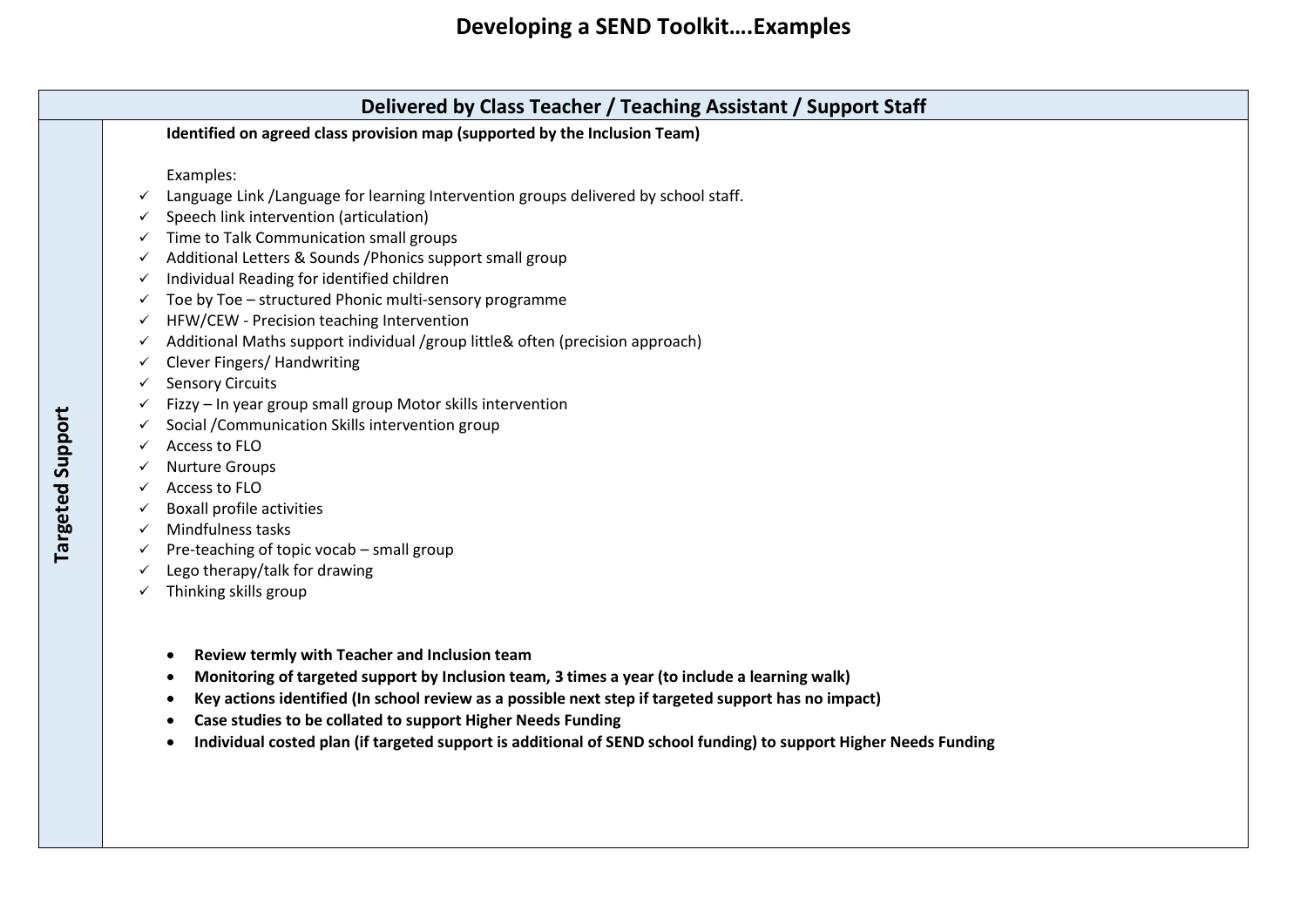# Developing a SEND Toolkit….Examples

| | Delivered by Class Teacher / Teaching Assistant / Support Staff |
|---|---|
| **Targeted Support** | **Identified on agreed class provision map (supported by the Inclusion Team)**<br><br>Examples:<br>✓ Language Link /Language for learning Intervention groups delivered by school staff.<br>✓ Speech link intervention (articulation)<br>✓ Time to Talk Communication small groups<br>✓ Additional Letters & Sounds /Phonics support small group<br>✓ Individual Reading for identified children<br>✓ Toe by Toe – structured Phonic multi-sensory programme<br>✓ HFW/CEW - Precision teaching Intervention<br>✓ Additional Maths support individual /group little& often (precision approach)<br>✓ Clever Fingers/ Handwriting<br>✓ Sensory Circuits<br>✓ Fizzy – In year group small group Motor skills intervention<br>✓ Social /Communication Skills intervention group<br>✓ Access to FLO<br>✓ Nurture Groups<br>✓ Access to FLO<br>✓ Boxall profile activities<br>✓ Mindfulness tasks<br>✓ Pre-teaching of topic vocab – small group<br>✓ Lego therapy/talk for drawing<br>✓ Thinking skills group<br><br>• **Review termly with Teacher and Inclusion team**<br>• **Monitoring of targeted support by Inclusion team, 3 times a year (to include a learning walk)**<br>• **Key actions identified (In school review as a possible next step if targeted support has no impact)**<br>• **Case studies to be collated to support Higher Needs Funding**<br>• **Individual costed plan (if targeted support is additional of SEND school funding) to support Higher Needs Funding** |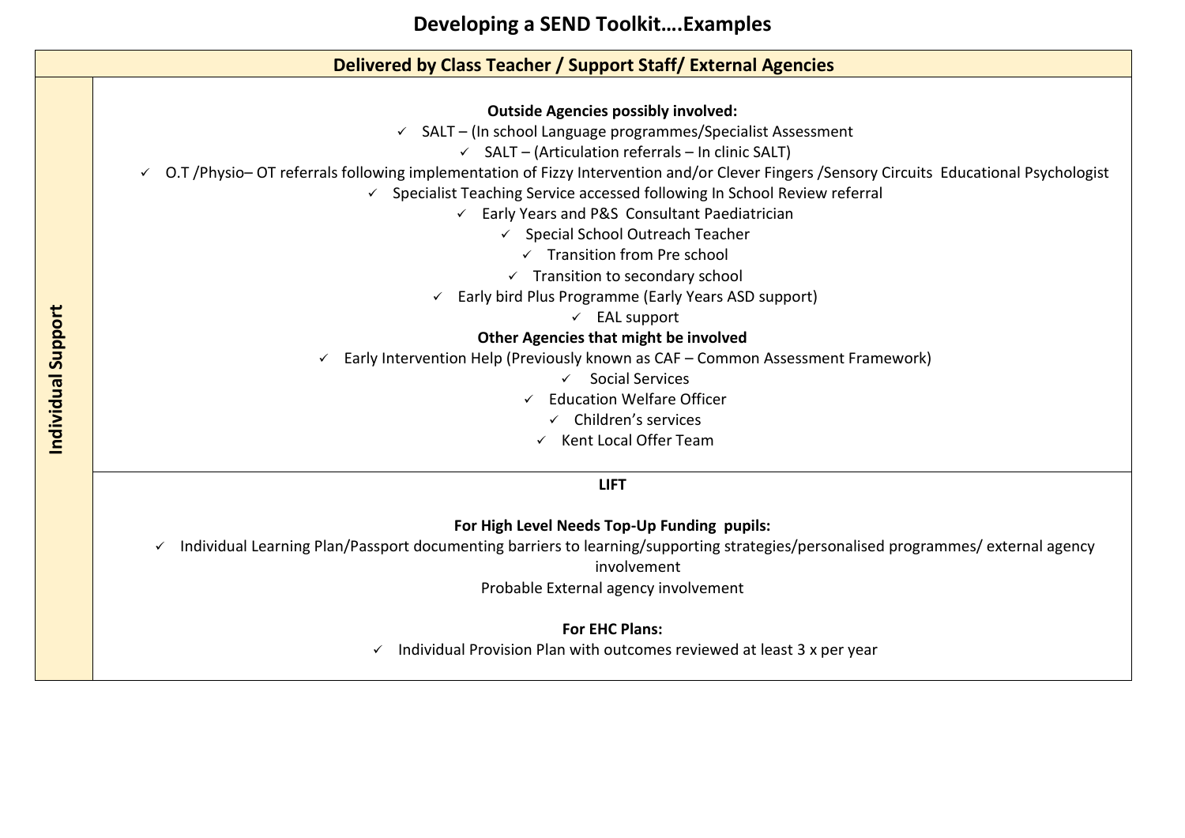# Developing a SEND Toolkit….Examples

| | |
|---|---|
| **Delivered by Class Teacher / Support Staff/ External Agencies** | |
| **Individual Support** | **Outside Agencies possibly involved:**<br>✓ SALT – (In school Language programmes/Specialist Assessment<br>✓ SALT – (Articulation referrals – In clinic SALT)<br>✓ O.T /Physio– OT referrals following implementation of Fizzy Intervention and/or Clever Fingers /Sensory Circuits Educational Psychologist<br>✓ Specialist Teaching Service accessed following In School Review referral<br>✓ Early Years and P&S Consultant Paediatrician<br>✓ Special School Outreach Teacher<br>✓ Transition from Pre school<br>✓ Transition to secondary school<br>✓ Early bird Plus Programme (Early Years ASD support)<br>✓ EAL support<br>**Other Agencies that might be involved**<br>✓ Early Intervention Help (Previously known as CAF – Common Assessment Framework)<br>✓ Social Services<br>✓ Education Welfare Officer<br>✓ Children's services<br>✓ Kent Local Offer Team |
| | **LIFT**<br><br>**For High Level Needs Top-Up Funding pupils:**<br>✓ Individual Learning Plan/Passport documenting barriers to learning/supporting strategies/personalised programmes/ external agency involvement<br>Probable External agency involvement<br><br>**For EHC Plans:**<br>✓ Individual Provision Plan with outcomes reviewed at least 3 x per year |